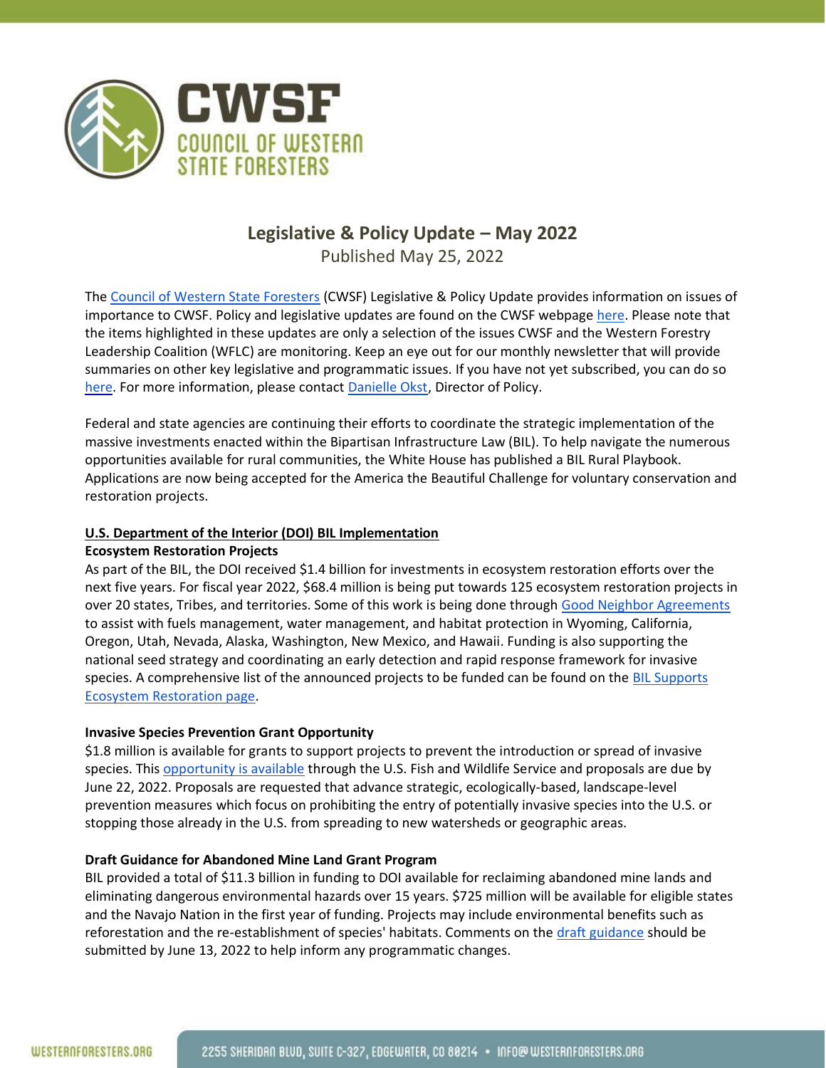# Legislative & Policy Update – May 2022

Published May 25, 2022

The Council of Western State Foresters (CWSF) Legislative & Policy Update provides information on issues of importance to CWSF. Policy and legislative updates are found on the CWSF webpage here. Please note that the items highlighted in these updates are only a selection of the issues CWSF and the Western Forestry Leadership Coalition (WFLC) are monitoring. Keep an eye out for our monthly newsletter that will provide summaries on other key legislative and programmatic issues. If you have not yet subscribed, you can do so here. For more information, please contact Danielle Okst, Director of Policy.

Federal and state agencies are continuing their efforts to coordinate the strategic implementation of the massive investments enacted within the Bipartisan Infrastructure Law (BIL). To help navigate the numerous opportunities available for rural communities, the White House has published a BIL Rural Playbook. Applications are now being accepted for the America the Beautiful Challenge for voluntary conservation and restoration projects.

## U.S. Department of the Interior (DOI) BIL Implementation

### Ecosystem Restoration Projects

As part of the BIL, the DOI received $1.4 billion for investments in ecosystem restoration efforts over the next five years. For fiscal year 2022, $68.4 million is being put towards 125 ecosystem restoration projects in over 20 states, Tribes, and territories. Some of this work is being done through Good Neighbor Agreements to assist with fuels management, water management, and habitat protection in Wyoming, California, Oregon, Utah, Nevada, Alaska, Washington, New Mexico, and Hawaii. Funding is also supporting the national seed strategy and coordinating an early detection and rapid response framework for invasive species. A comprehensive list of the announced projects to be funded can be found on the BIL Supports Ecosystem Restoration page.

### Invasive Species Prevention Grant Opportunity

$1.8 million is available for grants to support projects to prevent the introduction or spread of invasive species. This opportunity is available through the U.S. Fish and Wildlife Service and proposals are due by June 22, 2022. Proposals are requested that advance strategic, ecologically-based, landscape-level prevention measures which focus on prohibiting the entry of potentially invasive species into the U.S. or stopping those already in the U.S. from spreading to new watersheds or geographic areas.

### Draft Guidance for Abandoned Mine Land Grant Program

BIL provided a total of $11.3 billion in funding to DOI available for reclaiming abandoned mine lands and eliminating dangerous environmental hazards over 15 years. $725 million will be available for eligible states and the Navajo Nation in the first year of funding. Projects may include environmental benefits such as reforestation and the re-establishment of species' habitats. Comments on the draft guidance should be submitted by June 13, 2022 to help inform any programmatic changes.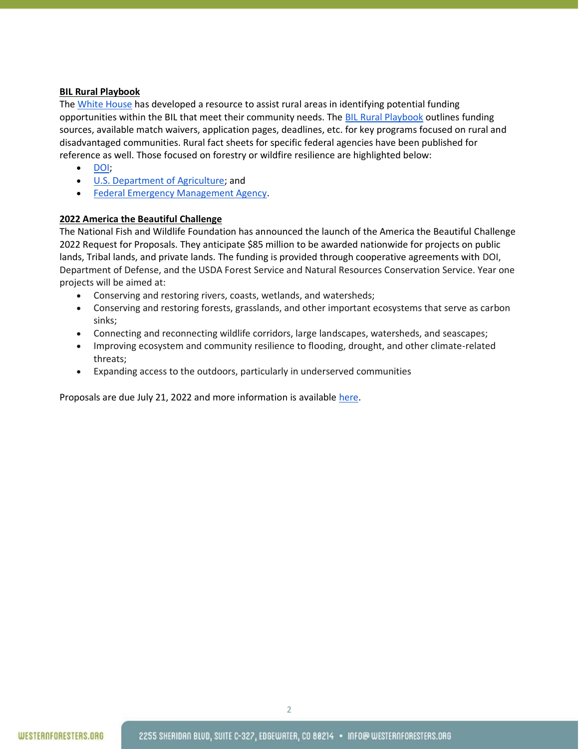**BIL Rural Playbook**

The White House has developed a resource to assist rural areas in identifying potential funding opportunities within the BIL that meet their community needs. The BIL Rural Playbook outlines funding sources, available match waivers, application pages, deadlines, etc. for key programs focused on rural and disadvantaged communities. Rural fact sheets for specific federal agencies have been published for reference as well. Those focused on forestry or wildfire resilience are highlighted below:

- DOI;
- U.S. Department of Agriculture; and
- Federal Emergency Management Agency.

**2022 America the Beautiful Challenge**

The National Fish and Wildlife Foundation has announced the launch of the America the Beautiful Challenge 2022 Request for Proposals. They anticipate $85 million to be awarded nationwide for projects on public lands, Tribal lands, and private lands. The funding is provided through cooperative agreements with DOI, Department of Defense, and the USDA Forest Service and Natural Resources Conservation Service. Year one projects will be aimed at:

- Conserving and restoring rivers, coasts, wetlands, and watersheds;
- Conserving and restoring forests, grasslands, and other important ecosystems that serve as carbon sinks;
- Connecting and reconnecting wildlife corridors, large landscapes, watersheds, and seascapes;
- Improving ecosystem and community resilience to flooding, drought, and other climate-related threats;
- Expanding access to the outdoors, particularly in underserved communities

Proposals are due July 21, 2022 and more information is available here.